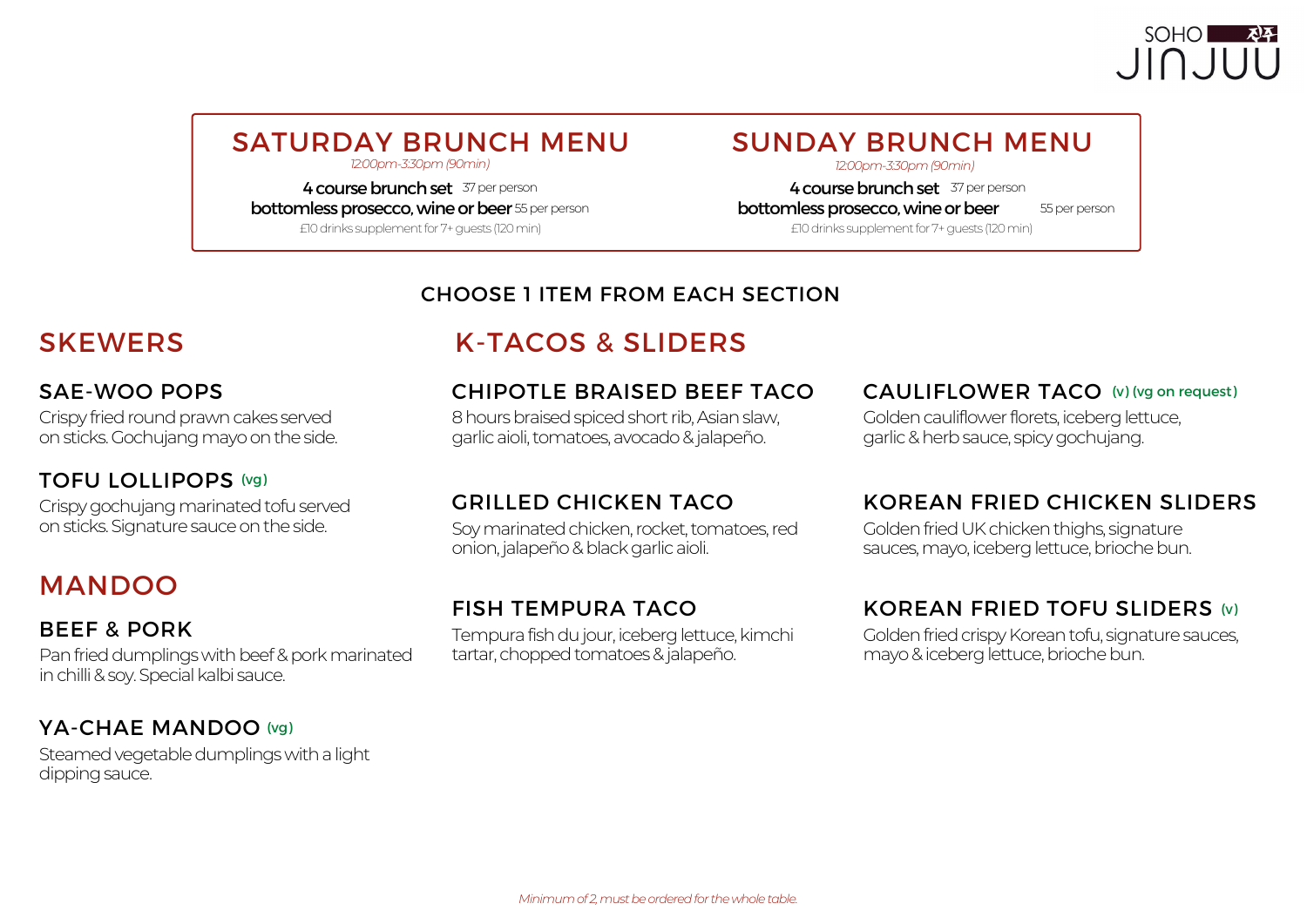SOHO 진주 JINJUU

## SATURDAY BRUNCH MENU

*12:00pm-3:30pm (90min)*

**4 course brunch set** 37 per person

**bottomless prosecco, wine or beer** 55 per person

£10 drinks supplement for 7+ guests (120 min)

## SUNDAY BRUNCH MENU

*12:00pm-3:30pm (90min)*

**4 course brunch set** 37 per person

**bottomless prosecco, wine or beer** 55 per person

£10 drinks supplement for 7+ guests (120 min)

### CHOOSE 1 ITEM FROM EACH SECTION

## SKEWERS

### SAE-WOO POPS

Crispy fried round prawn cakes served on sticks. Gochujang mayo on the side.

### TOFU LOLLIPOPS (vg)

Crispy gochujang marinated tofu served on sticks. Signature sauce on the side.

## MANDOO

### BEEF & PORK

Pan fried dumplings with beef & pork marinated in chilli & soy. Special kalbi sauce.

### YA-CHAE MANDOO (vg)

Steamed vegetable dumplings with a light dipping sauce.

## K-TACOS & SLIDERS

### CHIPOTLE BRAISED BEEF TACO

8 hours braised spiced short rib, Asian slaw, garlic aioli, tomatoes, avocado & jalapeño.

### GRILLED CHICKEN TACO

Soy marinated chicken, rocket, tomatoes, red onion, jalapeño & black garlic aioli.

### FISH TEMPURA TACO

Tempura fish du jour, iceberg lettuce, kimchi tartar, chopped tomatoes & jalapeño.

### CAULIFLOWER TACO (v) (vg on request)

Golden cauliflower florets, iceberg lettuce, garlic & herb sauce, spicy gochujang.

### KOREAN FRIED CHICKEN SLIDERS

Golden fried UK chicken thighs, signature sauces, mayo, iceberg lettuce, brioche bun.

### KOREAN FRIED TOFU SLIDERS (v)

Golden fried crispy Korean tofu, signature sauces, mayo & iceberg lettuce, brioche bun.

*Minimum of 2, must be ordered for the whole table.*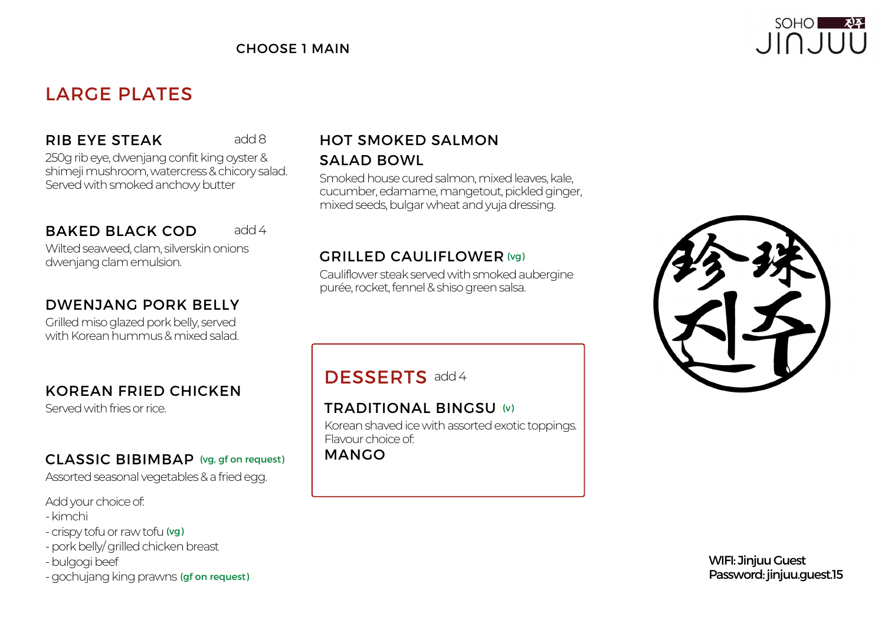CHOOSE 1 MAIN

SOHO 진주
JINJUU

## LARGE PLATES

### RIB EYE STEAK add 8

250g rib eye, dwenjang confit king oyster & shimeji mushroom, watercress & chicory salad. Served with smoked anchovy butter

### BAKED BLACK COD add 4

Wilted seaweed, clam, silverskin onions dwenjang clam emulsion.

### DWENJANG PORK BELLY

Grilled miso glazed pork belly, served with Korean hummus & mixed salad.

### KOREAN FRIED CHICKEN

Served with fries or rice.

### CLASSIC BIBIMBAP (vg, gf on request)

Assorted seasonal vegetables & a fried egg.

Add your choice of:

- kimchi
- crispy tofu or raw tofu (vg)
- pork belly/ grilled chicken breast
- bulgogi beef
- gochujang king prawns (gf on request)

### HOT SMOKED SALMON SALAD BOWL

Smoked house cured salmon, mixed leaves, kale, cucumber, edamame, mangetout, pickled ginger, mixed seeds, bulgar wheat and yuja dressing.

### GRILLED CAULIFLOWER (vg)

Cauliflower steak served with smoked aubergine purée, rocket, fennel & shiso green salsa.

## DESSERTS add 4

### TRADITIONAL BINGSU (v)

Korean shaved ice with assorted exotic toppings. Flavour choice of:

**MANGO**

珍珠 진주

**WIFI: Jinjuu Guest**
**Password: jinjuu.guest.15**